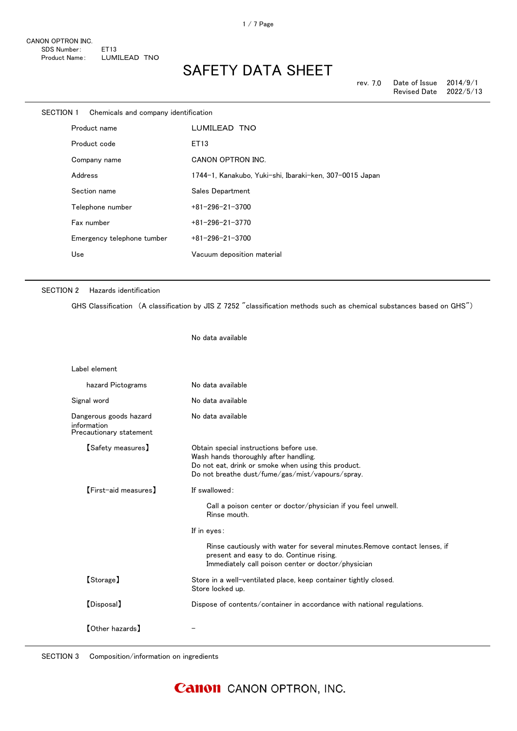CANON OPTRON INC.
SDS Number: ET13
Product Name: LUMILEAD TNO

# SAFETY DATA SHEET

rev. 7.0　Date of Issue 2014/9/1
Revised Date 2022/5/13

## SECTION 1　Chemicals and company identification

| | |
|---|---|
| Product name | LUMILEAD TNO |
| Product code | ET13 |
| Company name | CANON OPTRON INC. |
| Address | 1744-1, Kanakubo, Yuki-shi, Ibaraki-ken, 307-0015 Japan |
| Section name | Sales Department |
| Telephone number | +81-296-21-3700 |
| Fax number | +81-296-21-3770 |
| Emergency telephone tumber | +81-296-21-3700 |
| Use | Vacuum deposition material |

## SECTION 2　Hazards identification

GHS Classification （A classification by JIS Z 7252 "classification methods such as chemical substances based on GHS"）

No data available

Label element

| | |
|---|---|
| hazard Pictograms | No data available |
| Signal word | No data available |
| Dangerous goods hazard information | No data available |

Precautionary statement

【Safety measures】
Obtain special instructions before use.
Wash hands thoroughly after handling.
Do not eat, drink or smoke when using this product.
Do not breathe dust/fume/gas/mist/vapours/spray.

【First-aid measures】
If swallowed:

Call a poison center or doctor/physician if you feel unwell.
Rinse mouth.

If in eyes:

Rinse cautiously with water for several minutes.Remove contact lenses, if present and easy to do. Continue rising.
Immediately call poison center or doctor/physician

【Storage】
Store in a well-ventilated place, keep container tightly closed.
Store locked up.

【Disposal】
Dispose of contents/container in accordance with national regulations.

【Other hazards】
-

## SECTION 3　Composition/information on ingredients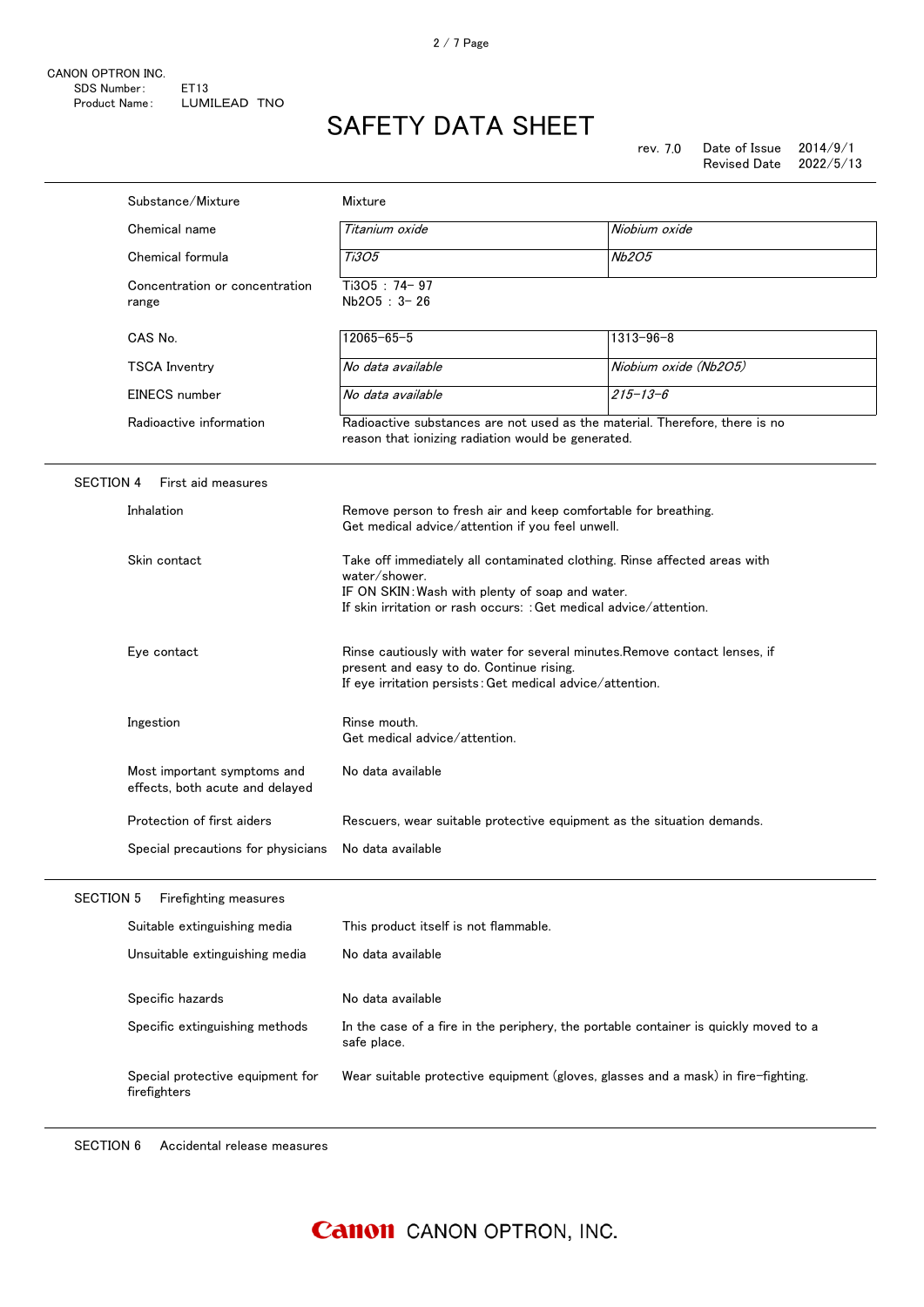| | | |
|---|---|---|
| Substance/Mixture | Mixture | |
| Chemical name | *Titanium oxide* | *Niobium oxide* |
| Chemical formula | *$Ti_3O_5$* | *$Nb_2O_5$* |
| Concentration or concentration range | $Ti_3O_5$ : 74– 97<br>$Nb_2O_5$ : 3– 26 | |
| CAS No. | 12065–65–5 | 1313–96–8 |
| TSCA Inventry | *No data available* | *Niobium oxide ($Nb_2O_5$)* |
| EINECS number | *No data available* | *215–13–6* |
| Radioactive information | Radioactive substances are not used as the material. Therefore, there is no reason that ionizing radiation would be generated. | |

## SECTION 4 First aid measures

| | |
|---|---|
| Inhalation | Remove person to fresh air and keep comfortable for breathing.<br>Get medical advice/attention if you feel unwell. |
| Skin contact | Take off immediately all contaminated clothing. Rinse affected areas with water/shower.<br>IF ON SKIN: Wash with plenty of soap and water.<br>If skin irritation or rash occurs: : Get medical advice/attention. |
| Eye contact | Rinse cautiously with water for several minutes.Remove contact lenses, if present and easy to do. Continue rising.<br>If eye irritation persists: Get medical advice/attention. |
| Ingestion | Rinse mouth.<br>Get medical advice/attention. |
| Most important symptoms and effects, both acute and delayed | No data available |
| Protection of first aiders | Rescuers, wear suitable protective equipment as the situation demands. |
| Special precautions for physicians | No data available |

## SECTION 5 Firefighting measures

| | |
|---|---|
| Suitable extinguishing media | This product itself is not flammable. |
| Unsuitable extinguishing media | No data available |
| Specific hazards | No data available |
| Specific extinguishing methods | In the case of a fire in the periphery, the portable container is quickly moved to a safe place. |
| Special protective equipment for firefighters | Wear suitable protective equipment (gloves, glasses and a mask) in fire-fighting. |

## SECTION 6 Accidental release measures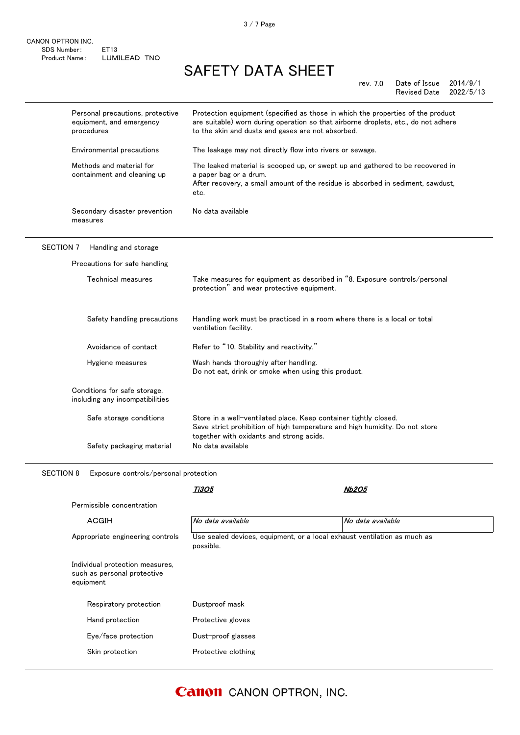| | |
|---|---|
| Personal precautions, protective equipment, and emergency procedures | Protection equipment (specified as those in which the properties of the product are suitable) worn during operation so that airborne droplets, etc., do not adhere to the skin and dusts and gases are not absorbed. |
| Environmental precautions | The leakage may not directly flow into rivers or sewage. |
| Methods and material for containment and cleaning up | The leaked material is scooped up, or swept up and gathered to be recovered in a paper bag or a drum.<br>After recovery, a small amount of the residue is absorbed in sediment, sawdust, etc. |
| Secondary disaster prevention measures | No data available |

## SECTION 7 Handling and storage

**Precautions for safe handling**

| | |
|---|---|
| Technical measures | Take measures for equipment as described in "8. Exposure controls/personal protection" and wear protective equipment. |
| Safety handling precautions | Handling work must be practiced in a room where there is a local or total ventilation facility. |
| Avoidance of contact | Refer to "10. Stability and reactivity." |
| Hygiene measures | Wash hands thoroughly after handling.<br>Do not eat, drink or smoke when using this product. |

**Conditions for safe storage, including any incompatibilities**

| | |
|---|---|
| Safe storage conditions | Store in a well-ventilated place. Keep container tightly closed.<br>Save strict prohibition of high temperature and high humidity. Do not store together with oxidants and strong acids. |
| Safety packaging material | No data available |

## SECTION 8 Exposure controls/personal protection

| | ***$Ti_3O_5$*** | ***$Nb_2O_5$*** |
|---|---|---|
| Permissible concentration | | |
| ACGIH | *No data available* | *No data available* |

| | |
|---|---|
| Appropriate engineering controls | Use sealed devices, equipment, or a local exhaust ventilation as much as possible. |

**Individual protection measures, such as personal protective equipment**

| | |
|---|---|
| Respiratory protection | Dustproof mask |
| Hand protection | Protective gloves |
| Eye/face protection | Dust-proof glasses |
| Skin protection | Protective clothing |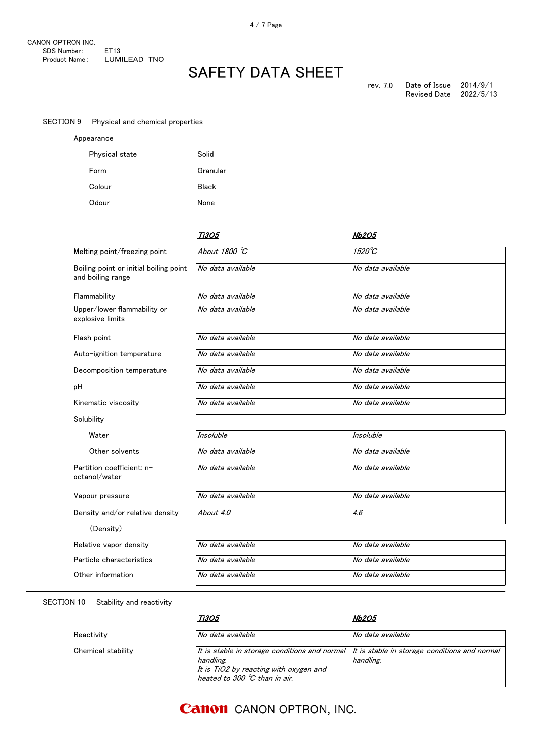CANON OPTRON INC.
SDS Number: ET13
Product Name: LUMILEAD TNO

# SAFETY DATA SHEET

rev. 7.0 Date of Issue 2014/9/1
Revised Date 2022/5/13

## SECTION 9 Physical and chemical properties

Appearance

| | |
|---|---|
| Physical state | Solid |
| Form | Granular |
| Colour | Black |
| Odour | None |

| | $Ti_3O_5$ | $Nb_2O_5$ |
|---|---|---|
| Melting point/freezing point | About 1800 ℃ | 1520℃ |
| Boiling point or initial boiling point and boiling range | No data available | No data available |
| Flammability | No data available | No data available |
| Upper/lower flammability or explosive limits | No data available | No data available |
| Flash point | No data available | No data available |
| Auto-ignition temperature | No data available | No data available |
| Decomposition temperature | No data available | No data available |
| pH | No data available | No data available |
| Kinematic viscosity | No data available | No data available |
| Solubility | | |
| Water | Insoluble | Insoluble |
| Other solvents | No data available | No data available |
| Partition coefficient: n-octanol/water | No data available | No data available |
| Vapour pressure | No data available | No data available |
| Density and/or relative density (Density) | About 4.0 | 4.6 |
| Relative vapor density | No data available | No data available |
| Particle characteristics | No data available | No data available |
| Other information | No data available | No data available |

## SECTION 10 Stability and reactivity

| | $Ti_3O_5$ | $Nb_2O_5$ |
|---|---|---|
| Reactivity | No data available | No data available |
| Chemical stability | It is stable in storage conditions and normal handling. It is $TiO_2$ by reacting with oxygen and heated to 300 ℃ than in air. | It is stable in storage conditions and normal handling. |

CANON OPTRON, INC.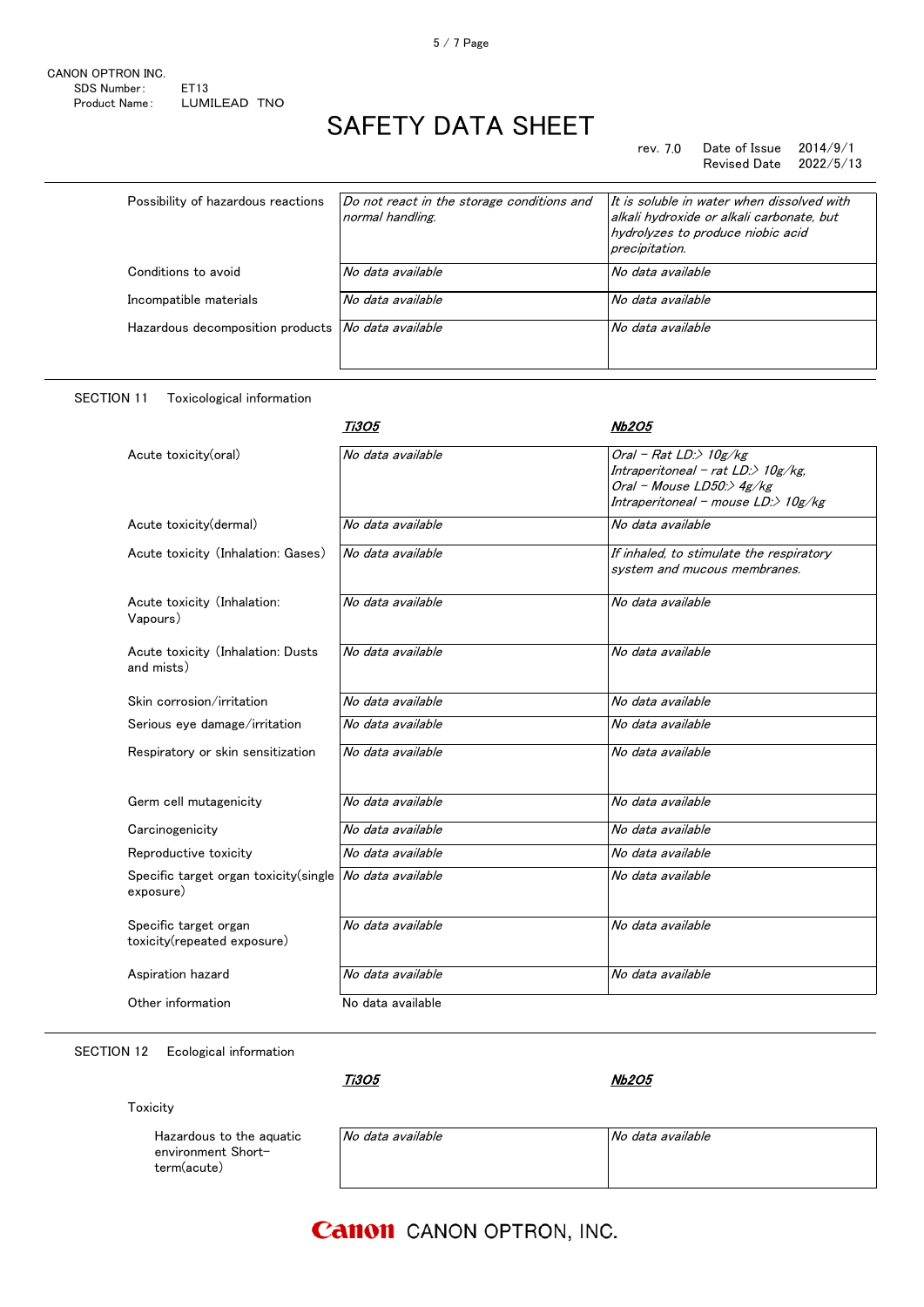CANON OPTRON INC.
SDS Number: ET13
Product Name: LUMILEAD TNO

# SAFETY DATA SHEET

rev. 7.0 Date of Issue 2014/9/1
Revised Date 2022/5/13

| | | |
|---|---|---|
| Possibility of hazardous reactions | *Do not react in the storage conditions and normal handling.* | *It is soluble in water when dissolved with alkali hydroxide or alkali carbonate, but hydrolyzes to produce niobic acid precipitation.* |
| Conditions to avoid | *No data available* | *No data available* |
| Incompatible materials | *No data available* | *No data available* |
| Hazardous decomposition products | *No data available* | *No data available* |

## SECTION 11 Toxicological information

| | ***$Ti_3O_5$*** | ***$Nb_2O_5$*** |
|---|---|---|
| Acute toxicity(oral) | *No data available* | *Oral – Rat LD:> 10g/kg*<br>*Intraperitoneal – rat LD:> 10g/kg,*<br>*Oral – Mouse LD50:> 4g/kg*<br>*Intraperitoneal – mouse LD:> 10g/kg* |
| Acute toxicity(dermal) | *No data available* | *No data available* |
| Acute toxicity (Inhalation: Gases) | *No data available* | *If inhaled, to stimulate the respiratory system and mucous membranes.* |
| Acute toxicity (Inhalation: Vapours) | *No data available* | *No data available* |
| Acute toxicity (Inhalation: Dusts and mists) | *No data available* | *No data available* |
| Skin corrosion/irritation | *No data available* | *No data available* |
| Serious eye damage/irritation | *No data available* | *No data available* |
| Respiratory or skin sensitization | *No data available* | *No data available* |
| Germ cell mutagenicity | *No data available* | *No data available* |
| Carcinogenicity | *No data available* | *No data available* |
| Reproductive toxicity | *No data available* | *No data available* |
| Specific target organ toxicity(single exposure) | *No data available* | *No data available* |
| Specific target organ toxicity(repeated exposure) | *No data available* | *No data available* |
| Aspiration hazard | *No data available* | *No data available* |
| Other information | No data available | |

## SECTION 12 Ecological information

| | ***$Ti_3O_5$*** | ***$Nb_2O_5$*** |
|---|---|---|
| **Toxicity** | | |
| Hazardous to the aquatic environment Short-term(acute) | *No data available* | *No data available* |

Canon CANON OPTRON, INC.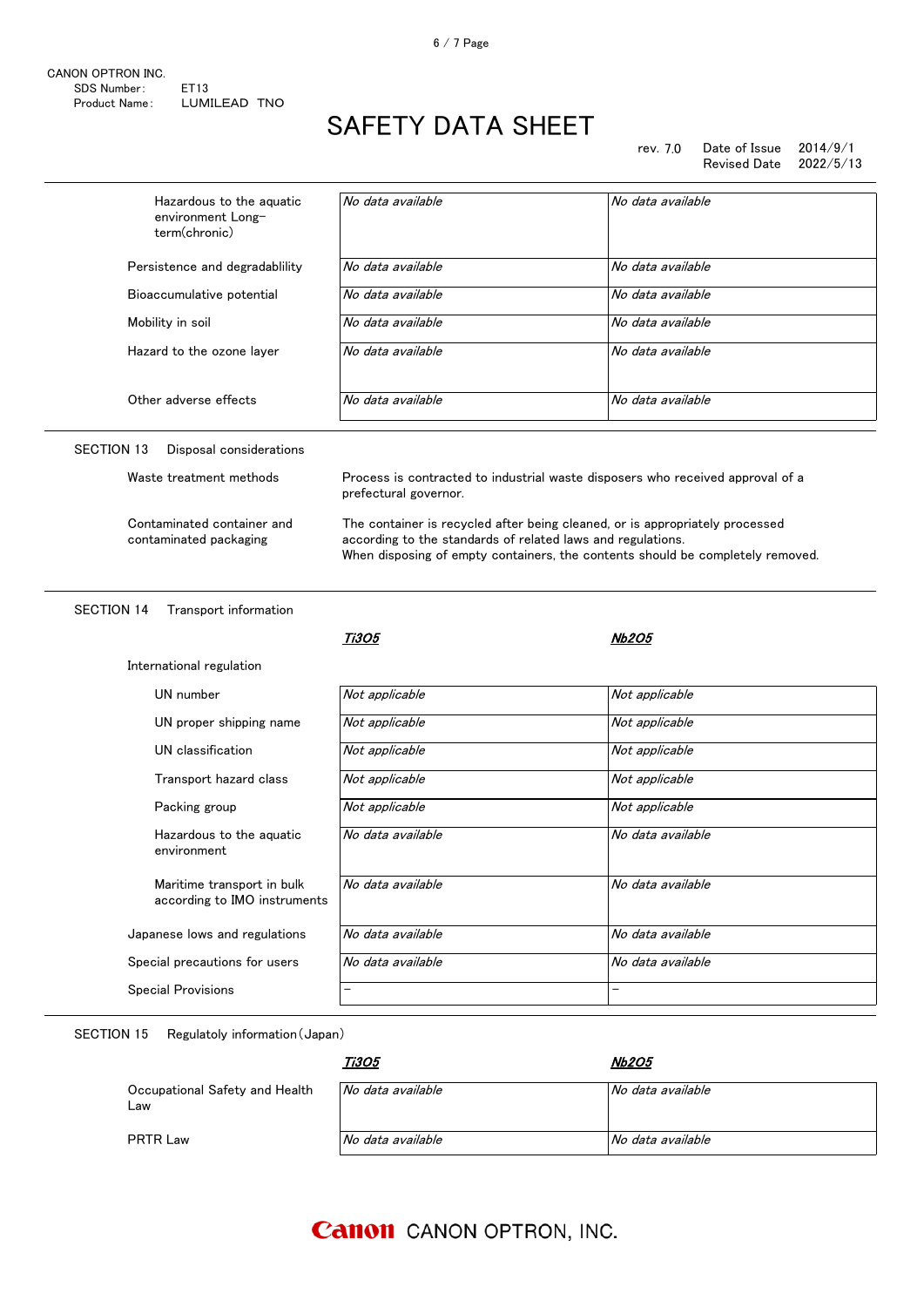| | | |
|---|---|---|
| Hazardous to the aquatic environment Long-term(chronic) | *No data available* | *No data available* |
| Persistence and degradablility | *No data available* | *No data available* |
| Bioaccumulative potential | *No data available* | *No data available* |
| Mobility in soil | *No data available* | *No data available* |
| Hazard to the ozone layer | *No data available* | *No data available* |
| Other adverse effects | *No data available* | *No data available* |

## SECTION 13 Disposal considerations

| | |
|---|---|
| Waste treatment methods | Process is contracted to industrial waste disposers who received approval of a prefectural governor. |
| Contaminated container and contaminated packaging | The container is recycled after being cleaned, or is appropriately processed according to the standards of related laws and regulations. When disposing of empty containers, the contents should be completely removed. |

## SECTION 14 Transport information

| | ***$Ti_3O_5$*** | ***$Nb_2O_5$*** |
|---|---|---|
| International regulation | | |
| UN number | *Not applicable* | *Not applicable* |
| UN proper shipping name | *Not applicable* | *Not applicable* |
| UN classification | *Not applicable* | *Not applicable* |
| Transport hazard class | *Not applicable* | *Not applicable* |
| Packing group | *Not applicable* | *Not applicable* |
| Hazardous to the aquatic environment | *No data available* | *No data available* |
| Maritime transport in bulk according to IMO instruments | *No data available* | *No data available* |
| Japanese lows and regulations | *No data available* | *No data available* |
| Special precautions for users | *No data available* | *No data available* |
| Special Provisions | – | – |

## SECTION 15 Regulatoly information(Japan)

| | ***$Ti_3O_5$*** | ***$Nb_2O_5$*** |
|---|---|---|
| Occupational Safety and Health Law | *No data available* | *No data available* |
| PRTR Law | *No data available* | *No data available* |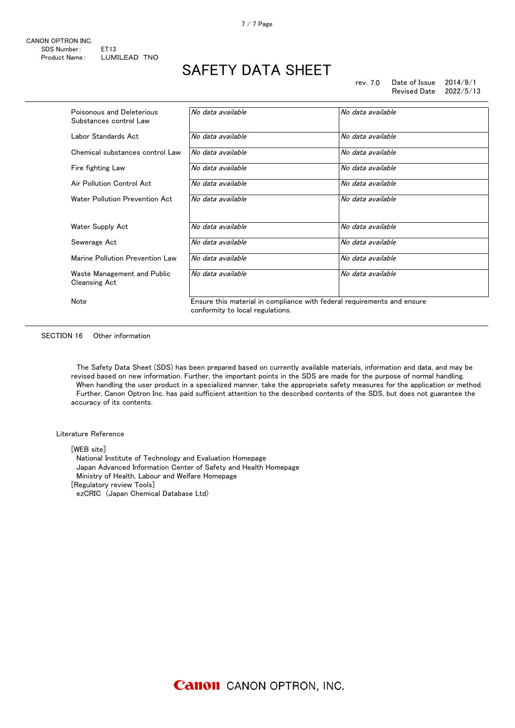CANON OPTRON INC.
SDS Number: ET13
Product Name: LUMILEAD TNO

# SAFETY DATA SHEET

rev. 7.0 Date of Issue 2014/9/1
Revised Date 2022/5/13

| | | |
|---|---|---|
| Poisonous and Deleterious Substances control Law | *No data available* | *No data available* |
| Labor Standards Act | *No data available* | *No data available* |
| Chemical substances control Law | *No data available* | *No data available* |
| Fire fighting Law | *No data available* | *No data available* |
| Air Pollution Control Act | *No data available* | *No data available* |
| Water Pollution Prevention Act | *No data available* | *No data available* |
| Water Supply Act | *No data available* | *No data available* |
| Sewerage Act | *No data available* | *No data available* |
| Marine Pollution Prevention Law | *No data available* | *No data available* |
| Waste Management and Public Cleansing Act | *No data available* | *No data available* |
| Note | Ensure this material in compliance with federal requirements and ensure conformity to local regulations. | |

## SECTION 16 Other information

The Safety Data Sheet (SDS) has been prepared based on currently available materials, information and data, and may be revised based on new information. Further, the important points in the SDS are made for the purpose of normal handling.
When handling the user product in a specialized manner, take the appropriate safety measures for the application or method.
Further, Canon Optron Inc. has paid sufficient attention to the described contents of the SDS, but does not guarantee the accuracy of its contents.

### Literature Reference

[WEB site]
National Institute of Technology and Evaluation Homepage
Japan Advanced Information Center of Safety and Health Homepage
Ministry of Health, Labour and Welfare Homepage
[Regulatory review Tools]
ezCRIC（Japan Chemical Database Ltd）

Canon CANON OPTRON, INC.